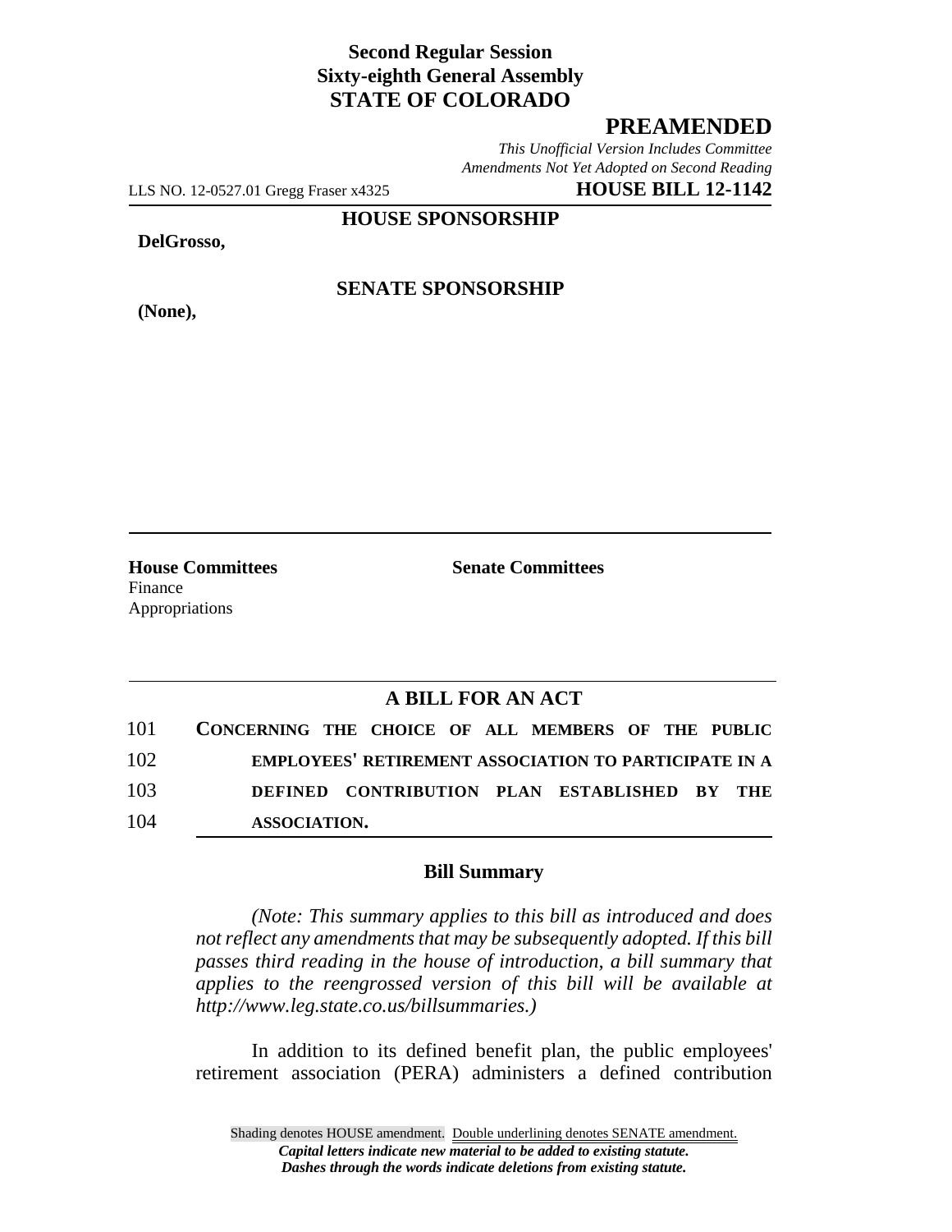**Second Regular Session**
**Sixty-eighth General Assembly**
**STATE OF COLORADO**

# PREAMENDED

*This Unofficial Version Includes Committee Amendments Not Yet Adopted on Second Reading*

LLS NO. 12-0527.01 Gregg Fraser x4325 **HOUSE BILL 12-1142**

**HOUSE SPONSORSHIP**

**DelGrosso,**

**SENATE SPONSORSHIP**

**(None),**

**House Committees**
Finance
Appropriations

**Senate Committees**

## A BILL FOR AN ACT

101 **CONCERNING THE CHOICE OF ALL MEMBERS OF THE PUBLIC**
102 **EMPLOYEES' RETIREMENT ASSOCIATION TO PARTICIPATE IN A**
103 **DEFINED CONTRIBUTION PLAN ESTABLISHED BY THE**
104 **ASSOCIATION.**

### Bill Summary

*(Note: This summary applies to this bill as introduced and does not reflect any amendments that may be subsequently adopted. If this bill passes third reading in the house of introduction, a bill summary that applies to the reengrossed version of this bill will be available at http://www.leg.state.co.us/billsummaries.)*

In addition to its defined benefit plan, the public employees' retirement association (PERA) administers a defined contribution

Shading denotes HOUSE amendment. Double underlining denotes SENATE amendment.
*Capital letters indicate new material to be added to existing statute.*
*Dashes through the words indicate deletions from existing statute.*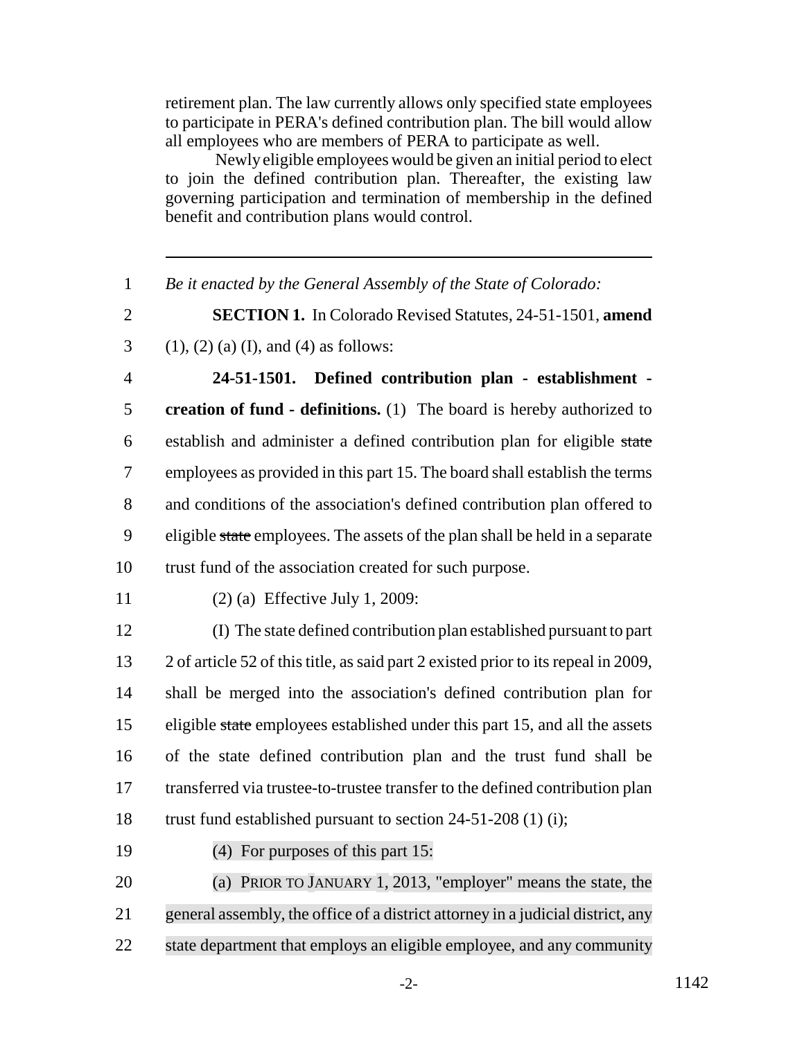retirement plan. The law currently allows only specified state employees to participate in PERA's defined contribution plan. The bill would allow all employees who are members of PERA to participate as well.

Newly eligible employees would be given an initial period to elect to join the defined contribution plan. Thereafter, the existing law governing participation and termination of membership in the defined benefit and contribution plans would control.

---

1 *Be it enacted by the General Assembly of the State of Colorado:*

2 **SECTION 1.** In Colorado Revised Statutes, 24-51-1501, **amend**
3 (1), (2) (a) (I), and (4) as follows:

4 **24-51-1501. Defined contribution plan - establishment -**
5 **creation of fund - definitions.** (1) The board is hereby authorized to
6 establish and administer a defined contribution plan for eligible ~~state~~
7 employees as provided in this part 15. The board shall establish the terms
8 and conditions of the association's defined contribution plan offered to
9 eligible ~~state~~ employees. The assets of the plan shall be held in a separate
10 trust fund of the association created for such purpose.

11 (2) (a) Effective July 1, 2009:

12 (I) The state defined contribution plan established pursuant to part
13 2 of article 52 of this title, as said part 2 existed prior to its repeal in 2009,
14 shall be merged into the association's defined contribution plan for
15 eligible ~~state~~ employees established under this part 15, and all the assets
16 of the state defined contribution plan and the trust fund shall be
17 transferred via trustee-to-trustee transfer to the defined contribution plan
18 trust fund established pursuant to section 24-51-208 (1) (i);

19 (4) For purposes of this part 15:

20 (a) PRIOR TO JANUARY 1, 2013, "employer" means the state, the
21 general assembly, the office of a district attorney in a judicial district, any
22 state department that employs an eligible employee, and any community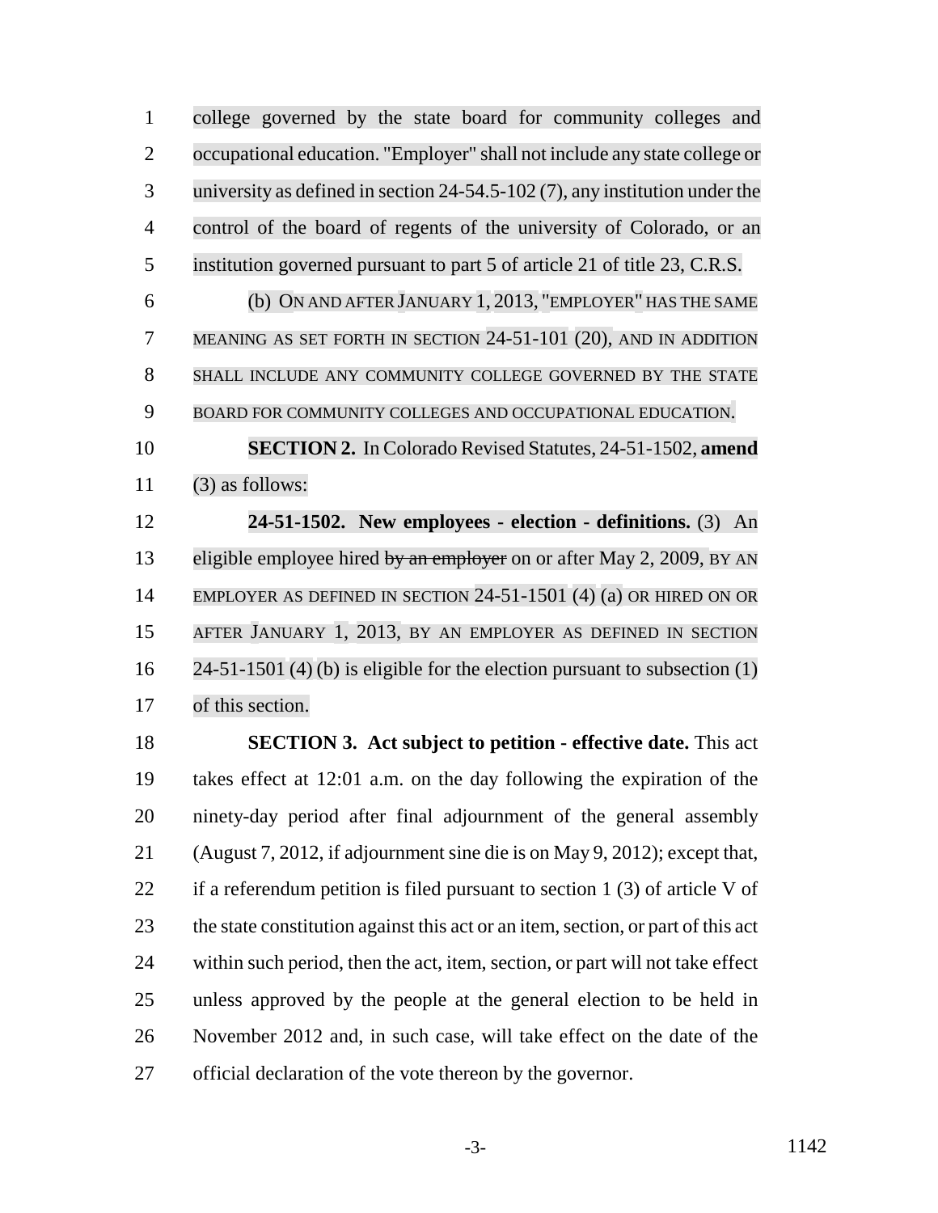college governed by the state board for community colleges and occupational education. "Employer" shall not include any state college or university as defined in section 24-54.5-102 (7), any institution under the control of the board of regents of the university of Colorado, or an institution governed pursuant to part 5 of article 21 of title 23, C.R.S.

(b) ON AND AFTER JANUARY 1, 2013, "EMPLOYER" HAS THE SAME MEANING AS SET FORTH IN SECTION 24-51-101 (20), AND IN ADDITION SHALL INCLUDE ANY COMMUNITY COLLEGE GOVERNED BY THE STATE BOARD FOR COMMUNITY COLLEGES AND OCCUPATIONAL EDUCATION.

**SECTION 2.** In Colorado Revised Statutes, 24-51-1502, **amend** (3) as follows:

**24-51-1502. New employees - election - definitions.** (3) An eligible employee hired ~~by an employer~~ on or after May 2, 2009, BY AN EMPLOYER AS DEFINED IN SECTION 24-51-1501 (4) (a) OR HIRED ON OR AFTER JANUARY 1, 2013, BY AN EMPLOYER AS DEFINED IN SECTION 24-51-1501 (4) (b) is eligible for the election pursuant to subsection (1) of this section.

**SECTION 3. Act subject to petition - effective date.** This act takes effect at 12:01 a.m. on the day following the expiration of the ninety-day period after final adjournment of the general assembly (August 7, 2012, if adjournment sine die is on May 9, 2012); except that, if a referendum petition is filed pursuant to section 1 (3) of article V of the state constitution against this act or an item, section, or part of this act within such period, then the act, item, section, or part will not take effect unless approved by the people at the general election to be held in November 2012 and, in such case, will take effect on the date of the official declaration of the vote thereon by the governor.